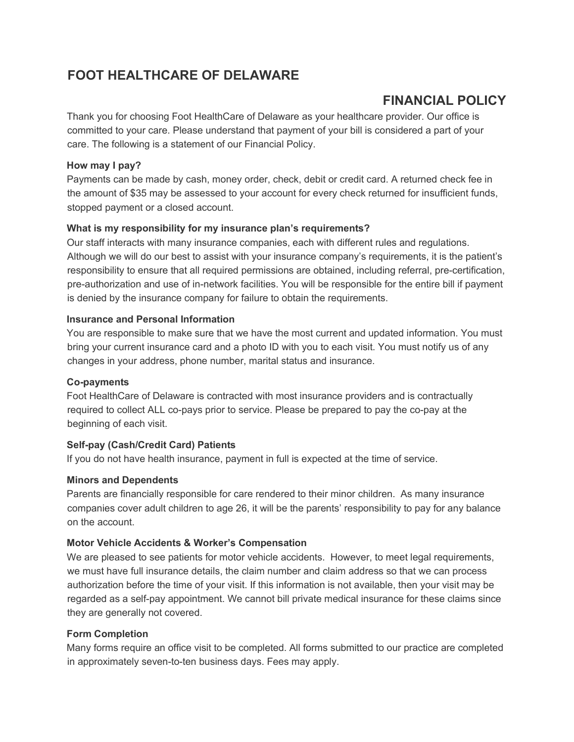# FOOT HEALTHCARE OF DELAWARE

## FINANCIAL POLICY

Thank you for choosing Foot HealthCare of Delaware as your healthcare provider. Our office is committed to your care. Please understand that payment of your bill is considered a part of your care. The following is a statement of our Financial Policy.

### How may I pay?

Payments can be made by cash, money order, check, debit or credit card. A returned check fee in the amount of $35 may be assessed to your account for every check returned for insufficient funds, stopped payment or a closed account.

### What is my responsibility for my insurance plan's requirements?

Our staff interacts with many insurance companies, each with different rules and regulations. Although we will do our best to assist with your insurance company's requirements, it is the patient's responsibility to ensure that all required permissions are obtained, including referral, pre-certification, pre-authorization and use of in-network facilities. You will be responsible for the entire bill if payment is denied by the insurance company for failure to obtain the requirements.

### Insurance and Personal Information

You are responsible to make sure that we have the most current and updated information. You must bring your current insurance card and a photo ID with you to each visit. You must notify us of any changes in your address, phone number, marital status and insurance.

### Co-payments

Foot HealthCare of Delaware is contracted with most insurance providers and is contractually required to collect ALL co-pays prior to service. Please be prepared to pay the co-pay at the beginning of each visit.

### Self-pay (Cash/Credit Card) Patients

If you do not have health insurance, payment in full is expected at the time of service.

### Minors and Dependents

Parents are financially responsible for care rendered to their minor children. As many insurance companies cover adult children to age 26, it will be the parents' responsibility to pay for any balance on the account.

### Motor Vehicle Accidents & Worker's Compensation

We are pleased to see patients for motor vehicle accidents. However, to meet legal requirements, we must have full insurance details, the claim number and claim address so that we can process authorization before the time of your visit. If this information is not available, then your visit may be regarded as a self-pay appointment. We cannot bill private medical insurance for these claims since they are generally not covered.

### Form Completion

Many forms require an office visit to be completed. All forms submitted to our practice are completed in approximately seven-to-ten business days. Fees may apply.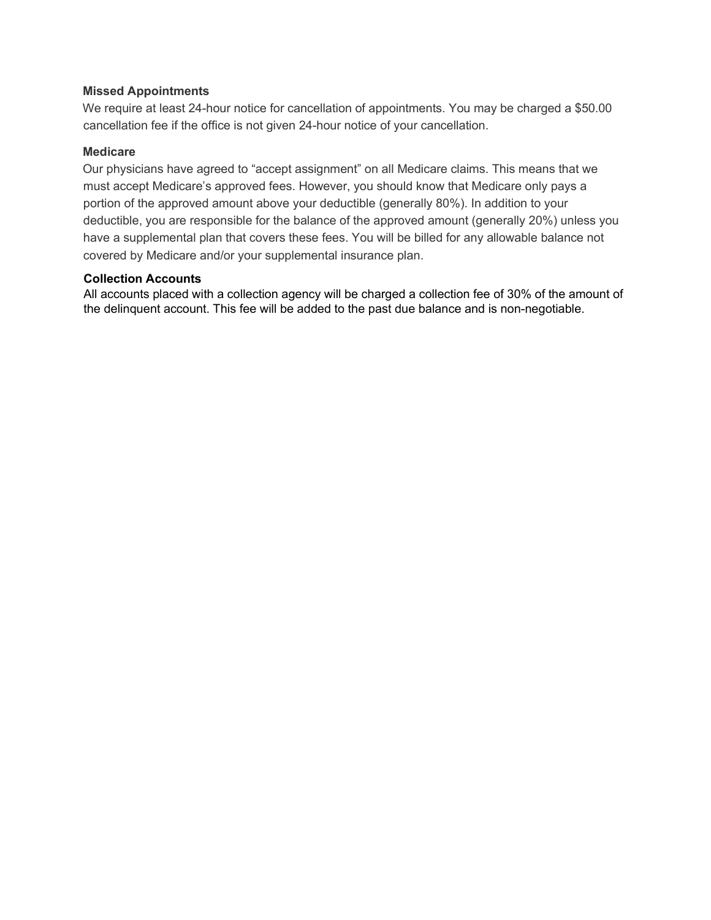**Missed Appointments**

We require at least 24-hour notice for cancellation of appointments. You may be charged a $50.00 cancellation fee if the office is not given 24-hour notice of your cancellation.

**Medicare**

Our physicians have agreed to "accept assignment" on all Medicare claims. This means that we must accept Medicare's approved fees. However, you should know that Medicare only pays a portion of the approved amount above your deductible (generally 80%). In addition to your deductible, you are responsible for the balance of the approved amount (generally 20%) unless you have a supplemental plan that covers these fees. You will be billed for any allowable balance not covered by Medicare and/or your supplemental insurance plan.

**Collection Accounts**

All accounts placed with a collection agency will be charged a collection fee of 30% of the amount of the delinquent account. This fee will be added to the past due balance and is non-negotiable.